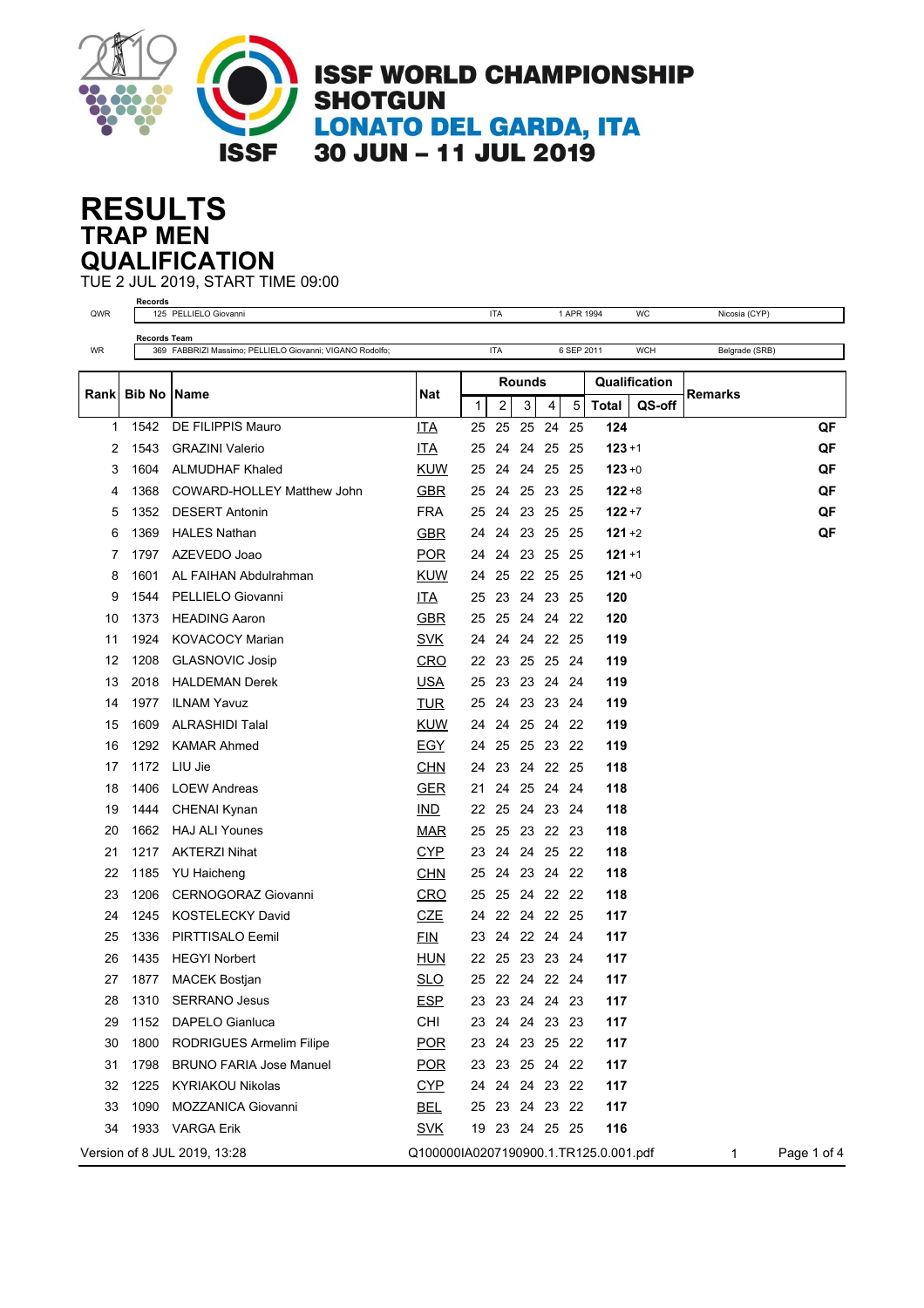# ISSF WORLD CHAMPIONSHIP SHOTGUN

## LONATO DEL GARDA, ITA

## 30 JUN – 11 JUL 2019

# RESULTS

## TRAP MEN

## QUALIFICATION

TUE 2 JUL 2019, START TIME 09:00

| | Records | | | | |
|---|---|---|---|---|---|
| QWR | 125 PELLIELO Giovanni | ITA | 1 APR 1994 | WC | Nicosia (CYP) |

| | Records Team | | | | |
|---|---|---|---|---|---|
| WR | 369 FABBRIZI Massimo; PELLIELO Giovanni; VIGANO Rodolfo; | ITA | 6 SEP 2011 | WCH | Belgrade (SRB) |

| Rank | Bib No | Name | Nat | Rounds | | | | | Qualification | | Remarks |
|---|---|---|---|---|---|---|---|---|---|---|---|
| | | | | 1 | 2 | 3 | 4 | 5 | Total | QS-off | |
| 1 | 1542 | DE FILIPPIS Mauro | ITA | 25 | 25 | 25 | 24 | 25 | **124** | | QF |
| 2 | 1543 | GRAZINI Valerio | ITA | 25 | 24 | 24 | 25 | 25 | **123** | +1 | QF |
| 3 | 1604 | ALMUDHAF Khaled | KUW | 25 | 24 | 24 | 25 | 25 | **123** | +0 | QF |
| 4 | 1368 | COWARD-HOLLEY Matthew John | GBR | 25 | 24 | 25 | 23 | 25 | **122** | +8 | QF |
| 5 | 1352 | DESERT Antonin | FRA | 25 | 24 | 23 | 25 | 25 | **122** | +7 | QF |
| 6 | 1369 | HALES Nathan | GBR | 24 | 24 | 23 | 25 | 25 | **121** | +2 | QF |
| 7 | 1797 | AZEVEDO Joao | POR | 24 | 24 | 23 | 25 | 25 | **121** | +1 | |
| 8 | 1601 | AL FAIHAN Abdulrahman | KUW | 24 | 25 | 22 | 25 | 25 | **121** | +0 | |
| 9 | 1544 | PELLIELO Giovanni | ITA | 25 | 23 | 24 | 23 | 25 | **120** | | |
| 10 | 1373 | HEADING Aaron | GBR | 25 | 25 | 24 | 24 | 22 | **120** | | |
| 11 | 1924 | KOVACOCY Marian | SVK | 24 | 24 | 24 | 22 | 25 | **119** | | |
| 12 | 1208 | GLASNOVIC Josip | CRO | 22 | 23 | 25 | 25 | 24 | **119** | | |
| 13 | 2018 | HALDEMAN Derek | USA | 25 | 23 | 23 | 24 | 24 | **119** | | |
| 14 | 1977 | ILNAM Yavuz | TUR | 25 | 24 | 23 | 23 | 24 | **119** | | |
| 15 | 1609 | ALRASHIDI Talal | KUW | 24 | 24 | 25 | 24 | 22 | **119** | | |
| 16 | 1292 | KAMAR Ahmed | EGY | 24 | 25 | 25 | 23 | 22 | **119** | | |
| 17 | 1172 | LIU Jie | CHN | 24 | 23 | 24 | 22 | 25 | **118** | | |
| 18 | 1406 | LOEW Andreas | GER | 21 | 24 | 25 | 24 | 24 | **118** | | |
| 19 | 1444 | CHENAI Kynan | IND | 22 | 25 | 24 | 23 | 24 | **118** | | |
| 20 | 1662 | HAJ ALI Younes | MAR | 25 | 25 | 23 | 22 | 23 | **118** | | |
| 21 | 1217 | AKTERZI Nihat | CYP | 23 | 24 | 24 | 25 | 22 | **118** | | |
| 22 | 1185 | YU Haicheng | CHN | 25 | 24 | 23 | 24 | 22 | **118** | | |
| 23 | 1206 | CERNOGORAZ Giovanni | CRO | 25 | 25 | 24 | 22 | 22 | **118** | | |
| 24 | 1245 | KOSTELECKY David | CZE | 24 | 22 | 24 | 22 | 25 | **117** | | |
| 25 | 1336 | PIRTTISALO Eemil | FIN | 23 | 24 | 22 | 24 | 24 | **117** | | |
| 26 | 1435 | HEGYI Norbert | HUN | 22 | 25 | 23 | 23 | 24 | **117** | | |
| 27 | 1877 | MACEK Bostjan | SLO | 25 | 22 | 24 | 22 | 24 | **117** | | |
| 28 | 1310 | SERRANO Jesus | ESP | 23 | 23 | 24 | 24 | 23 | **117** | | |
| 29 | 1152 | DAPELO Gianluca | CHI | 23 | 24 | 24 | 23 | 23 | **117** | | |
| 30 | 1800 | RODRIGUES Armelim Filipe | POR | 23 | 24 | 23 | 25 | 22 | **117** | | |
| 31 | 1798 | BRUNO FARIA Jose Manuel | POR | 23 | 23 | 25 | 24 | 22 | **117** | | |
| 32 | 1225 | KYRIAKOU Nikolas | CYP | 24 | 24 | 24 | 23 | 22 | **117** | | |
| 33 | 1090 | MOZZANICA Giovanni | BEL | 25 | 23 | 24 | 23 | 22 | **117** | | |
| 34 | 1933 | VARGA Erik | SVK | 19 | 23 | 24 | 25 | 25 | **116** | | |

Version of 8 JUL 2019, 13:28 Q100000IA0207190900.1.TR125.0.001.pdf 1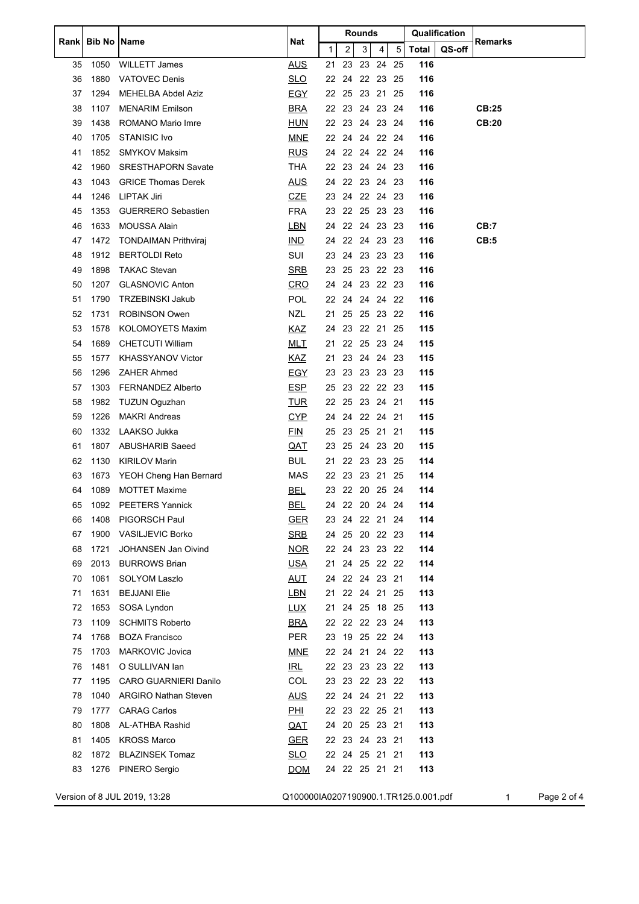| Rank | Bib No | Name | Nat | Rounds | | | | | Qualification | | Remarks |
|---|---|---|---|---|---|---|---|---|---|---|---|
| | | | | 1 | 2 | 3 | 4 | 5 | Total | QS-off | |
| 35 | 1050 | WILLETT James | AUS | 21 | 23 | 23 | 24 | 25 | 116 | | |
| 36 | 1880 | VATOVEC Denis | SLO | 22 | 24 | 22 | 23 | 25 | 116 | | |
| 37 | 1294 | MEHELBA Abdel Aziz | EGY | 22 | 25 | 23 | 21 | 25 | 116 | | |
| 38 | 1107 | MENARIM Emilson | BRA | 22 | 23 | 24 | 23 | 24 | 116 | | **CB:25** |
| 39 | 1438 | ROMANO Mario Imre | HUN | 22 | 23 | 24 | 23 | 24 | 116 | | **CB:20** |
| 40 | 1705 | STANISIC Ivo | MNE | 22 | 24 | 24 | 22 | 24 | 116 | | |
| 41 | 1852 | SMYKOV Maksim | RUS | 24 | 22 | 24 | 22 | 24 | 116 | | |
| 42 | 1960 | SRESTHAPORN Savate | THA | 22 | 23 | 24 | 24 | 23 | 116 | | |
| 43 | 1043 | GRICE Thomas Derek | AUS | 24 | 22 | 23 | 24 | 23 | 116 | | |
| 44 | 1246 | LIPTAK Jiri | CZE | 23 | 24 | 22 | 24 | 23 | 116 | | |
| 45 | 1353 | GUERRERO Sebastien | FRA | 23 | 22 | 25 | 23 | 23 | 116 | | |
| 46 | 1633 | MOUSSA Alain | LBN | 24 | 22 | 24 | 23 | 23 | 116 | | **CB:7** |
| 47 | 1472 | TONDAIMAN Prithviraj | IND | 24 | 22 | 24 | 23 | 23 | 116 | | **CB:5** |
| 48 | 1912 | BERTOLDI Reto | SUI | 23 | 24 | 23 | 23 | 23 | 116 | | |
| 49 | 1898 | TAKAC Stevan | SRB | 23 | 25 | 23 | 22 | 23 | 116 | | |
| 50 | 1207 | GLASNOVIC Anton | CRO | 24 | 24 | 23 | 22 | 23 | 116 | | |
| 51 | 1790 | TRZEBINSKI Jakub | POL | 22 | 24 | 24 | 24 | 22 | 116 | | |
| 52 | 1731 | ROBINSON Owen | NZL | 21 | 25 | 25 | 23 | 22 | 116 | | |
| 53 | 1578 | KOLOMOYETS Maxim | KAZ | 24 | 23 | 22 | 21 | 25 | 115 | | |
| 54 | 1689 | CHETCUTI William | MLT | 21 | 22 | 25 | 23 | 24 | 115 | | |
| 55 | 1577 | KHASSYANOV Victor | KAZ | 21 | 23 | 24 | 24 | 23 | 115 | | |
| 56 | 1296 | ZAHER Ahmed | EGY | 23 | 23 | 23 | 23 | 23 | 115 | | |
| 57 | 1303 | FERNANDEZ Alberto | ESP | 25 | 23 | 22 | 22 | 23 | 115 | | |
| 58 | 1982 | TUZUN Oguzhan | TUR | 22 | 25 | 23 | 24 | 21 | 115 | | |
| 59 | 1226 | MAKRI Andreas | CYP | 24 | 24 | 22 | 24 | 21 | 115 | | |
| 60 | 1332 | LAAKSO Jukka | FIN | 25 | 23 | 25 | 21 | 21 | 115 | | |
| 61 | 1807 | ABUSHARIB Saeed | QAT | 23 | 25 | 24 | 23 | 20 | 115 | | |
| 62 | 1130 | KIRILOV Marin | BUL | 21 | 22 | 23 | 23 | 25 | 114 | | |
| 63 | 1673 | YEOH Cheng Han Bernard | MAS | 22 | 23 | 23 | 21 | 25 | 114 | | |
| 64 | 1089 | MOTTET Maxime | BEL | 23 | 22 | 20 | 25 | 24 | 114 | | |
| 65 | 1092 | PEETERS Yannick | BEL | 24 | 22 | 20 | 24 | 24 | 114 | | |
| 66 | 1408 | PIGORSCH Paul | GER | 23 | 24 | 22 | 21 | 24 | 114 | | |
| 67 | 1900 | VASILJEVIC Borko | SRB | 24 | 25 | 20 | 22 | 23 | 114 | | |
| 68 | 1721 | JOHANSEN Jan Oivind | NOR | 22 | 24 | 23 | 23 | 22 | 114 | | |
| 69 | 2013 | BURROWS Brian | USA | 21 | 24 | 25 | 22 | 22 | 114 | | |
| 70 | 1061 | SOLYOM Laszlo | AUT | 24 | 22 | 24 | 23 | 21 | 114 | | |
| 71 | 1631 | BEJJANI Elie | LBN | 21 | 22 | 24 | 21 | 25 | 113 | | |
| 72 | 1653 | SOSA Lyndon | LUX | 21 | 24 | 25 | 18 | 25 | 113 | | |
| 73 | 1109 | SCHMITS Roberto | BRA | 22 | 22 | 22 | 23 | 24 | 113 | | |
| 74 | 1768 | BOZA Francisco | PER | 23 | 19 | 25 | 22 | 24 | 113 | | |
| 75 | 1703 | MARKOVIC Jovica | MNE | 22 | 24 | 21 | 24 | 22 | 113 | | |
| 76 | 1481 | O SULLIVAN Ian | IRL | 22 | 23 | 23 | 23 | 22 | 113 | | |
| 77 | 1195 | CARO GUARNIERI Danilo | COL | 23 | 23 | 22 | 23 | 22 | 113 | | |
| 78 | 1040 | ARGIRO Nathan Steven | AUS | 22 | 24 | 24 | 21 | 22 | 113 | | |
| 79 | 1777 | CARAG Carlos | PHI | 22 | 23 | 22 | 25 | 21 | 113 | | |
| 80 | 1808 | AL-ATHBA Rashid | QAT | 24 | 20 | 25 | 23 | 21 | 113 | | |
| 81 | 1405 | KROSS Marco | GER | 22 | 23 | 24 | 23 | 21 | 113 | | |
| 82 | 1872 | BLAZINSEK Tomaz | SLO | 22 | 24 | 25 | 21 | 21 | 113 | | |
| 83 | 1276 | PINERO Sergio | DOM | 24 | 22 | 25 | 21 | 21 | 113 | | |

Version of 8 JUL 2019, 13:28 Q100000IA0207190900.1.TR125.0.001.pdf 1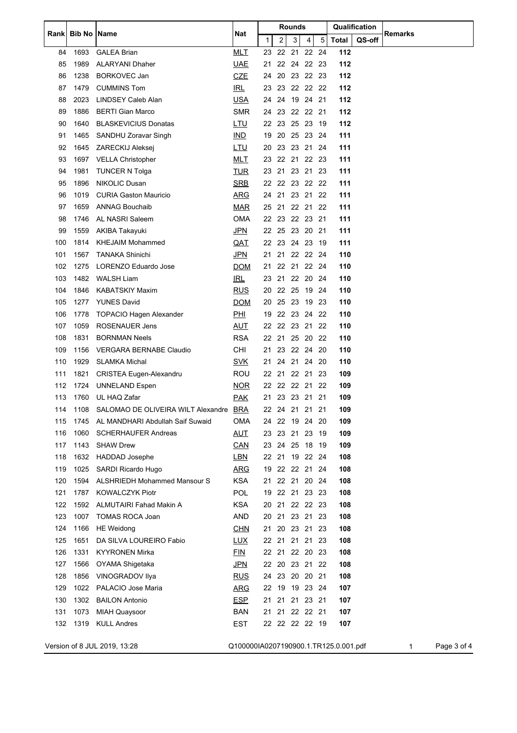| Rank | Bib No | Name | Nat | Rounds | | | | | Qualification | | Remarks |
|---|---|---|---|---|---|---|---|---|---|---|---|
| | | | | 1 | 2 | 3 | 4 | 5 | Total | QS-off | |
| 84 | 1693 | GALEA Brian | MLT | 23 | 22 | 21 | 22 | 24 | **112** | | |
| 85 | 1989 | ALARYANI Dhaher | UAE | 21 | 22 | 24 | 22 | 23 | **112** | | |
| 86 | 1238 | BORKOVEC Jan | CZE | 24 | 20 | 23 | 22 | 23 | **112** | | |
| 87 | 1479 | CUMMINS Tom | IRL | 23 | 23 | 22 | 22 | 22 | **112** | | |
| 88 | 2023 | LINDSEY Caleb Alan | USA | 24 | 24 | 19 | 24 | 21 | **112** | | |
| 89 | 1886 | BERTI Gian Marco | SMR | 24 | 23 | 22 | 22 | 21 | **112** | | |
| 90 | 1640 | BLASKEVICIUS Donatas | LTU | 22 | 23 | 25 | 23 | 19 | **112** | | |
| 91 | 1465 | SANDHU Zoravar Singh | IND | 19 | 20 | 25 | 23 | 24 | **111** | | |
| 92 | 1645 | ZARECKIJ Aleksej | LTU | 20 | 23 | 23 | 21 | 24 | **111** | | |
| 93 | 1697 | VELLA Christopher | MLT | 23 | 22 | 21 | 22 | 23 | **111** | | |
| 94 | 1981 | TUNCER N Tolga | TUR | 23 | 21 | 23 | 21 | 23 | **111** | | |
| 95 | 1896 | NIKOLIC Dusan | SRB | 22 | 22 | 23 | 22 | 22 | **111** | | |
| 96 | 1019 | CURIA Gaston Mauricio | ARG | 24 | 21 | 23 | 21 | 22 | **111** | | |
| 97 | 1659 | ANNAG Bouchaib | MAR | 25 | 21 | 22 | 21 | 22 | **111** | | |
| 98 | 1746 | AL NASRI Saleem | OMA | 22 | 23 | 22 | 23 | 21 | **111** | | |
| 99 | 1559 | AKIBA Takayuki | JPN | 22 | 25 | 23 | 20 | 21 | **111** | | |
| 100 | 1814 | KHEJAIM Mohammed | QAT | 22 | 23 | 24 | 23 | 19 | **111** | | |
| 101 | 1567 | TANAKA Shinichi | JPN | 21 | 21 | 22 | 22 | 24 | **110** | | |
| 102 | 1275 | LORENZO Eduardo Jose | DOM | 21 | 22 | 21 | 22 | 24 | **110** | | |
| 103 | 1482 | WALSH Liam | IRL | 23 | 21 | 22 | 20 | 24 | **110** | | |
| 104 | 1846 | KABATSKIY Maxim | RUS | 20 | 22 | 25 | 19 | 24 | **110** | | |
| 105 | 1277 | YUNES David | DOM | 20 | 25 | 23 | 19 | 23 | **110** | | |
| 106 | 1778 | TOPACIO Hagen Alexander | PHI | 19 | 22 | 23 | 24 | 22 | **110** | | |
| 107 | 1059 | ROSENAUER Jens | AUT | 22 | 22 | 23 | 21 | 22 | **110** | | |
| 108 | 1831 | BORNMAN Neels | RSA | 22 | 21 | 25 | 20 | 22 | **110** | | |
| 109 | 1156 | VERGARA BERNABE Claudio | CHI | 21 | 23 | 22 | 24 | 20 | **110** | | |
| 110 | 1929 | SLAMKA Michal | SVK | 21 | 24 | 21 | 24 | 20 | **110** | | |
| 111 | 1821 | CRISTEA Eugen-Alexandru | ROU | 22 | 21 | 22 | 21 | 23 | **109** | | |
| 112 | 1724 | UNNELAND Espen | NOR | 22 | 22 | 22 | 21 | 22 | **109** | | |
| 113 | 1760 | UL HAQ Zafar | PAK | 21 | 23 | 23 | 21 | 21 | **109** | | |
| 114 | 1108 | SALOMAO DE OLIVEIRA WILT Alexandre | BRA | 22 | 24 | 21 | 21 | 21 | **109** | | |
| 115 | 1745 | AL MANDHARI Abdullah Saif Suwaid | OMA | 24 | 22 | 19 | 24 | 20 | **109** | | |
| 116 | 1060 | SCHERHAUFER Andreas | AUT | 23 | 23 | 21 | 23 | 19 | **109** | | |
| 117 | 1143 | SHAW Drew | CAN | 23 | 24 | 25 | 18 | 19 | **109** | | |
| 118 | 1632 | HADDAD Josephe | LBN | 22 | 21 | 19 | 22 | 24 | **108** | | |
| 119 | 1025 | SARDI Ricardo Hugo | ARG | 19 | 22 | 22 | 21 | 24 | **108** | | |
| 120 | 1594 | ALSHRIEDH Mohammed Mansour S | KSA | 21 | 22 | 21 | 20 | 24 | **108** | | |
| 121 | 1787 | KOWALCZYK Piotr | POL | 19 | 22 | 21 | 23 | 23 | **108** | | |
| 122 | 1592 | ALMUTAIRI Fahad Makin A | KSA | 20 | 21 | 22 | 22 | 23 | **108** | | |
| 123 | 1007 | TOMAS ROCA Joan | AND | 20 | 21 | 23 | 21 | 23 | **108** | | |
| 124 | 1166 | HE Weidong | CHN | 21 | 20 | 23 | 21 | 23 | **108** | | |
| 125 | 1651 | DA SILVA LOUREIRO Fabio | LUX | 22 | 21 | 21 | 21 | 23 | **108** | | |
| 126 | 1331 | KYYRONEN Mirka | FIN | 22 | 21 | 22 | 20 | 23 | **108** | | |
| 127 | 1566 | OYAMA Shigetaka | JPN | 22 | 20 | 23 | 21 | 22 | **108** | | |
| 128 | 1856 | VINOGRADOV Ilya | RUS | 24 | 23 | 20 | 20 | 21 | **108** | | |
| 129 | 1022 | PALACIO Jose Maria | ARG | 22 | 19 | 19 | 23 | 24 | **107** | | |
| 130 | 1302 | BAILON Antonio | ESP | 21 | 21 | 21 | 23 | 21 | **107** | | |
| 131 | 1073 | MIAH Quaysoor | BAN | 21 | 21 | 22 | 22 | 21 | **107** | | |
| 132 | 1319 | KULL Andres | EST | 22 | 22 | 22 | 22 | 19 | **107** | | |

Version of 8 JUL 2019, 13:28 Q100000IA0207190900.1.TR125.0.001.pdf 1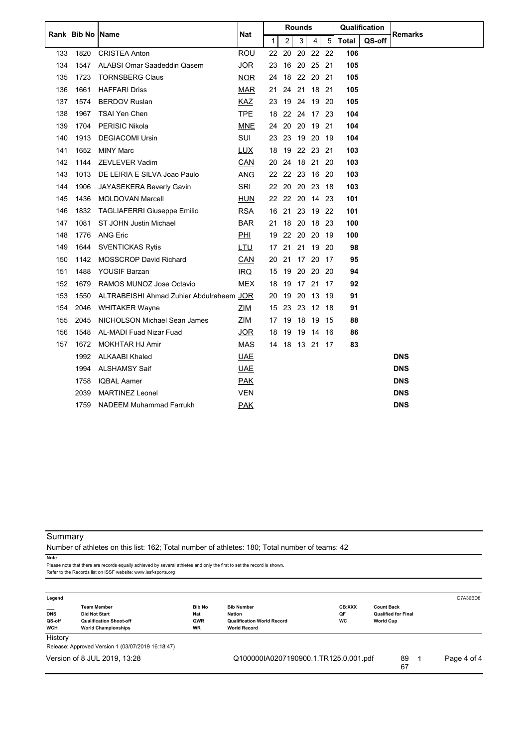| Rank | Bib No | Name | Nat | Rounds | | | | | Qualification | | Remarks |
|---|---|---|---|---|---|---|---|---|---|---|---|
| | | | | 1 | 2 | 3 | 4 | 5 | Total | QS-off | |
| 133 | 1820 | CRISTEA Anton | ROU | 22 | 20 | 20 | 22 | 22 | **106** | | |
| 134 | 1547 | ALABSI Omar Saadeddin Qasem | JOR | 23 | 16 | 20 | 25 | 21 | **105** | | |
| 135 | 1723 | TORNSBERG Claus | NOR | 24 | 18 | 22 | 20 | 21 | **105** | | |
| 136 | 1661 | HAFFARI Driss | MAR | 21 | 24 | 21 | 18 | 21 | **105** | | |
| 137 | 1574 | BERDOV Ruslan | KAZ | 23 | 19 | 24 | 19 | 20 | **105** | | |
| 138 | 1967 | TSAI Yen Chen | TPE | 18 | 22 | 24 | 17 | 23 | **104** | | |
| 139 | 1704 | PERISIC Nikola | MNE | 24 | 20 | 20 | 19 | 21 | **104** | | |
| 140 | 1913 | DEGIACOMI Ursin | SUI | 23 | 23 | 19 | 20 | 19 | **104** | | |
| 141 | 1652 | MINY Marc | LUX | 18 | 19 | 22 | 23 | 21 | **103** | | |
| 142 | 1144 | ZEVLEVER Vadim | CAN | 20 | 24 | 18 | 21 | 20 | **103** | | |
| 143 | 1013 | DE LEIRIA E SILVA Joao Paulo | ANG | 22 | 22 | 23 | 16 | 20 | **103** | | |
| 144 | 1906 | JAYASEKERA Beverly Gavin | SRI | 22 | 20 | 20 | 23 | 18 | **103** | | |
| 145 | 1436 | MOLDOVAN Marcell | HUN | 22 | 22 | 20 | 14 | 23 | **101** | | |
| 146 | 1832 | TAGLIAFERRI Giuseppe Emilio | RSA | 16 | 21 | 23 | 19 | 22 | **101** | | |
| 147 | 1081 | ST JOHN Justin Michael | BAR | 21 | 18 | 20 | 18 | 23 | **100** | | |
| 148 | 1776 | ANG Eric | PHI | 19 | 22 | 20 | 20 | 19 | **100** | | |
| 149 | 1644 | SVENTICKAS Rytis | LTU | 17 | 21 | 21 | 19 | 20 | **98** | | |
| 150 | 1142 | MOSSCROP David Richard | CAN | 20 | 21 | 17 | 20 | 17 | **95** | | |
| 151 | 1488 | YOUSIF Barzan | IRQ | 15 | 19 | 20 | 20 | 20 | **94** | | |
| 152 | 1679 | RAMOS MUNOZ Jose Octavio | MEX | 18 | 19 | 17 | 21 | 17 | **92** | | |
| 153 | 1550 | ALTRABEISHI Ahmad Zuhier Abdulraheem | JOR | 20 | 19 | 20 | 13 | 19 | **91** | | |
| 154 | 2046 | WHITAKER Wayne | ZIM | 15 | 23 | 23 | 12 | 18 | **91** | | |
| 155 | 2045 | NICHOLSON Michael Sean James | ZIM | 17 | 19 | 18 | 19 | 15 | **88** | | |
| 156 | 1548 | AL-MADI Fuad Nizar Fuad | JOR | 18 | 19 | 19 | 14 | 16 | **86** | | |
| 157 | 1672 | MOKHTAR HJ Amir | MAS | 14 | 18 | 13 | 21 | 17 | **83** | | |
| | 1992 | ALKAABI Khaled | UAE | | | | | | | | **DNS** |
| | 1994 | ALSHAMSY Saif | UAE | | | | | | | | **DNS** |
| | 1758 | IQBAL Aamer | PAK | | | | | | | | **DNS** |
| | 2039 | MARTINEZ Leonel | VEN | | | | | | | | **DNS** |
| | 1759 | NADEEM Muhammad Farrukh | PAK | | | | | | | | **DNS** |

## Summary

Number of athletes on this list: 162; Total number of athletes: 180; Total number of teams: 42

**Note**

Please note that there are records equally achieved by several athletes and only the first to set the record is shown.
Refer to the Records list on ISSF website: www.issf-sports.org

**Legend**

| | | | | | |
|---|---|---|---|---|---|
| ___ | Team Member | Bib No | Bib Number | CB:XXX | Count Back |
| DNS | Did Not Start | Nat | Nation | QF | Qualified for Final |
| QS-off | Qualification Shoot-off | QWR | Qualification World Record | WC | World Cup |
| WCH | World Championships | WR | World Record | | |

D7A36BD8

History

Release: Approved Version 1 (03/07/2019 16:18:47)

Version of 8 JUL 2019, 13:28

Q100000IA0207190900.1.TR125.0.001.pdf

89 67 1